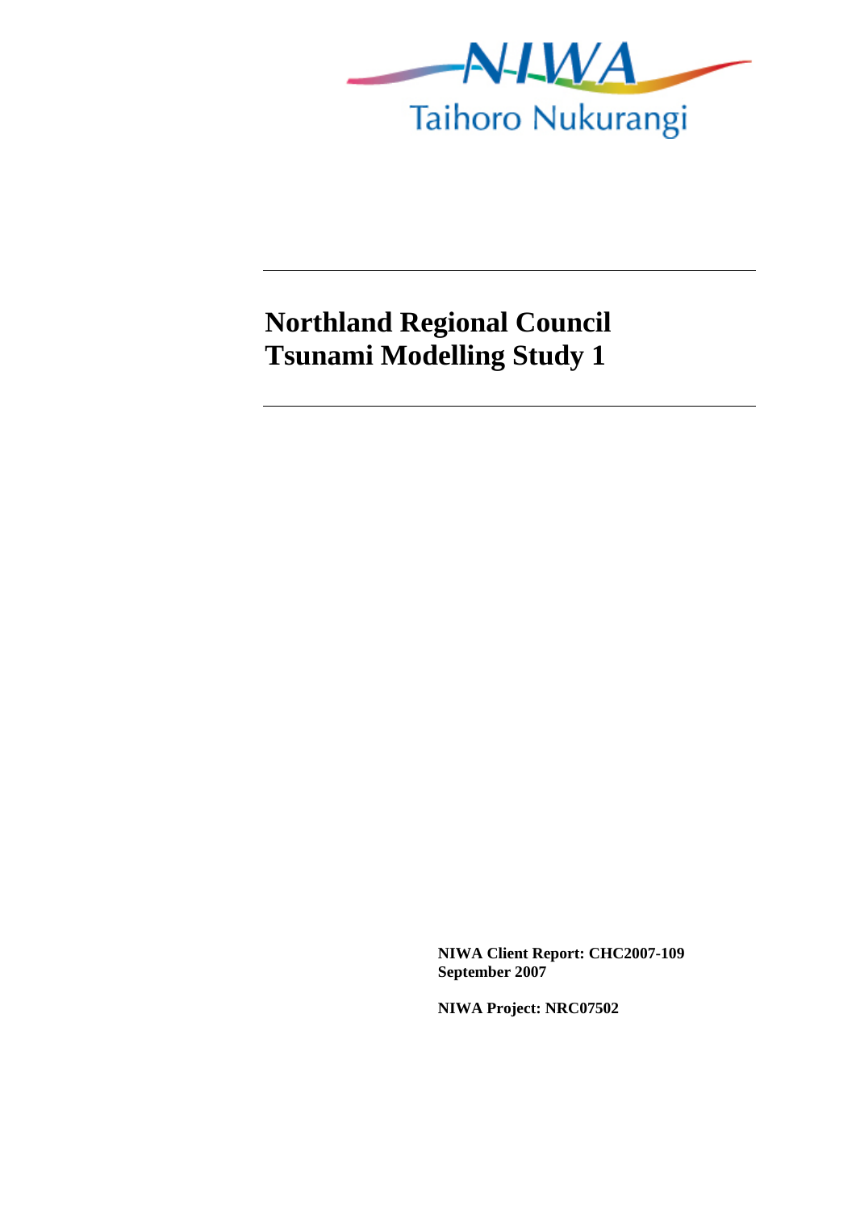NIWA

Taihoro Nukurangi

# Northland Regional Council Tsunami Modelling Study 1

**NIWA Client Report: CHC2007-109**
**September 2007**

**NIWA Project: NRC07502**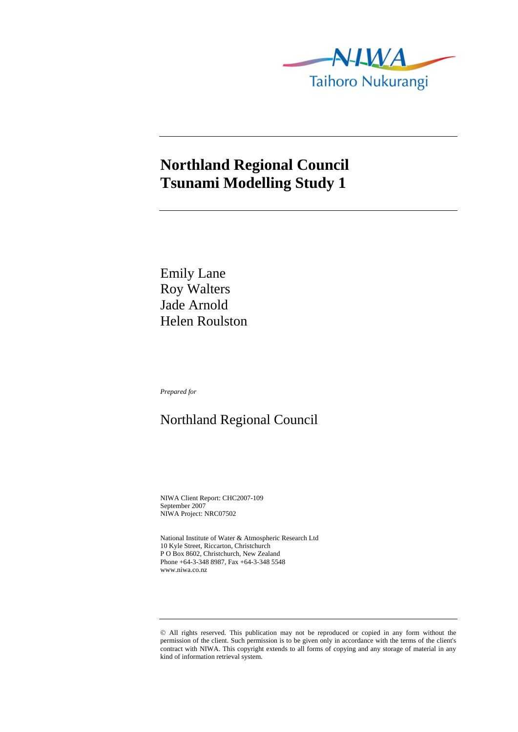# Northland Regional Council Tsunami Modelling Study 1

Emily Lane
Roy Walters
Jade Arnold
Helen Roulston

*Prepared for*

## Northland Regional Council

NIWA Client Report: CHC2007-109
September 2007
NIWA Project: NRC07502

National Institute of Water & Atmospheric Research Ltd
10 Kyle Street, Riccarton, Christchurch
P O Box 8602, Christchurch, New Zealand
Phone +64-3-348 8987, Fax +64-3-348 5548
www.niwa.co.nz

© All rights reserved. This publication may not be reproduced or copied in any form without the permission of the client. Such permission is to be given only in accordance with the terms of the client's contract with NIWA. This copyright extends to all forms of copying and any storage of material in any kind of information retrieval system.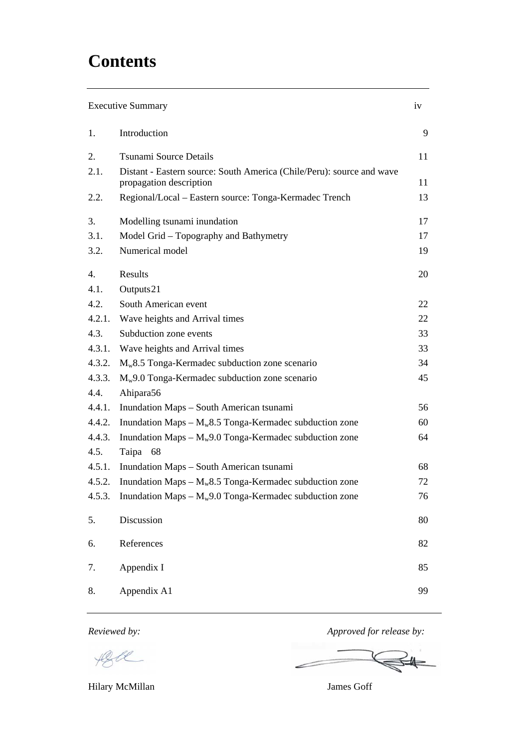# Contents

| | | |
|---|---|---|
| | Executive Summary | iv |
| 1. | Introduction | 9 |
| 2. | Tsunami Source Details | 11 |
| 2.1. | Distant - Eastern source: South America (Chile/Peru): source and wave propagation description | 11 |
| 2.2. | Regional/Local – Eastern source: Tonga-Kermadec Trench | 13 |
| 3. | Modelling tsunami inundation | 17 |
| 3.1. | Model Grid – Topography and Bathymetry | 17 |
| 3.2. | Numerical model | 19 |
| 4. | Results | 20 |
| 4.1. | Outputs21 | |
| 4.2. | South American event | 22 |
| 4.2.1. | Wave heights and Arrival times | 22 |
| 4.3. | Subduction zone events | 33 |
| 4.3.1. | Wave heights and Arrival times | 33 |
| 4.3.2. | $M_w$8.5 Tonga-Kermadec subduction zone scenario | 34 |
| 4.3.3. | $M_w$9.0 Tonga-Kermadec subduction zone scenario | 45 |
| 4.4. | Ahipara56 | |
| 4.4.1. | Inundation Maps – South American tsunami | 56 |
| 4.4.2. | Inundation Maps – $M_w$8.5 Tonga-Kermadec subduction zone | 60 |
| 4.4.3. | Inundation Maps – $M_w$9.0 Tonga-Kermadec subduction zone | 64 |
| 4.5. | Taipa 68 | |
| 4.5.1. | Inundation Maps – South American tsunami | 68 |
| 4.5.2. | Inundation Maps – $M_w$8.5 Tonga-Kermadec subduction zone | 72 |
| 4.5.3. | Inundation Maps – $M_w$9.0 Tonga-Kermadec subduction zone | 76 |
| 5. | Discussion | 80 |
| 6. | References | 82 |
| 7. | Appendix I | 85 |
| 8. | Appendix A1 | 99 |

*Reviewed by:*

Hilary McMillan

*Approved for release by:*

James Goff